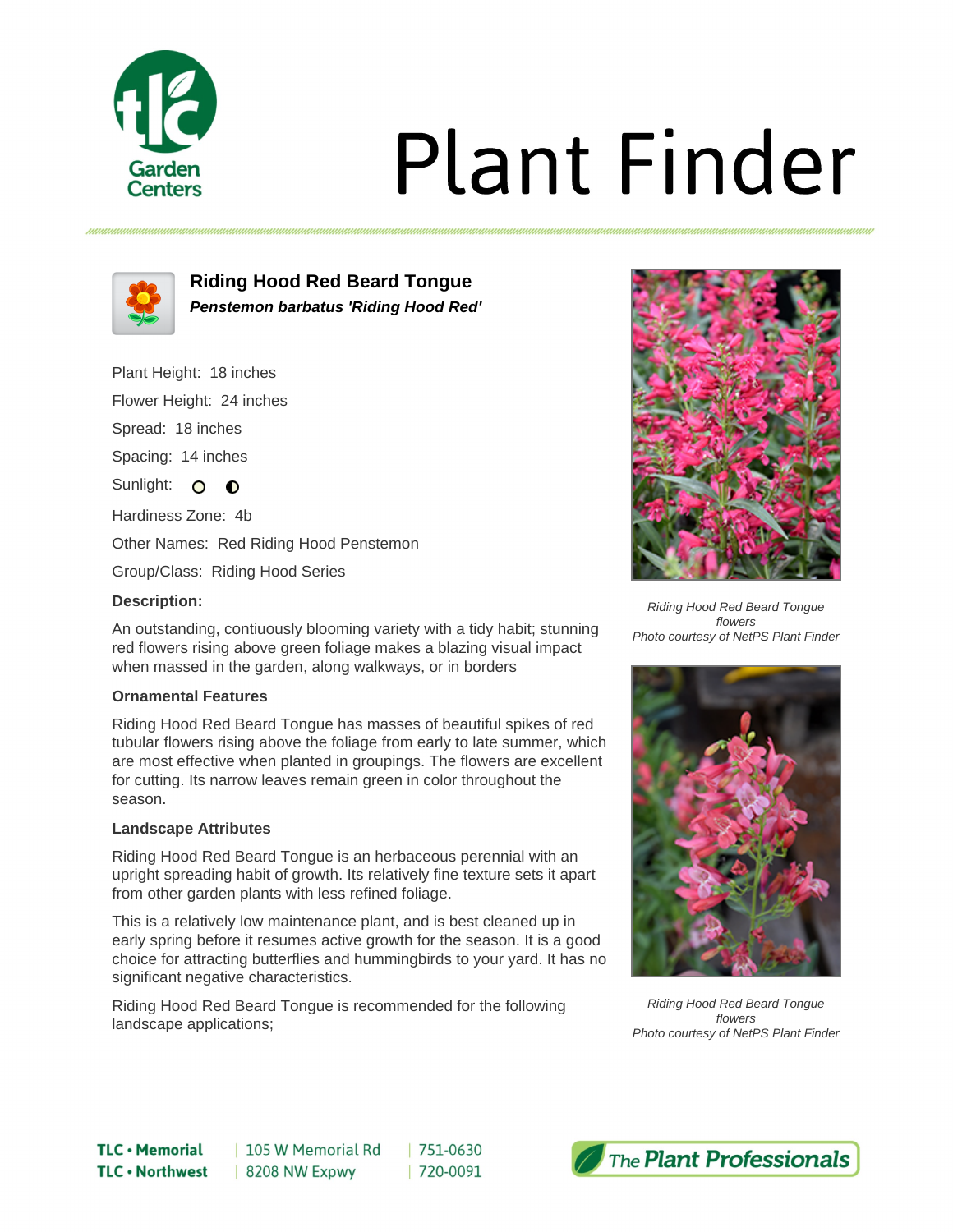# Plant Finder

## Riding Hood Red Beard Tongue

***Penstemon barbatus 'Riding Hood Red'***

Plant Height: 18 inches

Flower Height: 24 inches

Spread: 18 inches

Spacing: 14 inches

Sunlight:

Hardiness Zone: 4b

Other Names: Red Riding Hood Penstemon

Group/Class: Riding Hood Series

**Description:**

An outstanding, contiuously blooming variety with a tidy habit; stunning red flowers rising above green foliage makes a blazing visual impact when massed in the garden, along walkways, or in borders

**Ornamental Features**

Riding Hood Red Beard Tongue has masses of beautiful spikes of red tubular flowers rising above the foliage from early to late summer, which are most effective when planted in groupings. The flowers are excellent for cutting. Its narrow leaves remain green in color throughout the season.

**Landscape Attributes**

Riding Hood Red Beard Tongue is an herbaceous perennial with an upright spreading habit of growth. Its relatively fine texture sets it apart from other garden plants with less refined foliage.

This is a relatively low maintenance plant, and is best cleaned up in early spring before it resumes active growth for the season. It is a good choice for attracting butterflies and hummingbirds to your yard. It has no significant negative characteristics.

Riding Hood Red Beard Tongue is recommended for the following landscape applications;

*Riding Hood Red Beard Tongue flowers*
*Photo courtesy of NetPS Plant Finder*

*Riding Hood Red Beard Tongue flowers*
*Photo courtesy of NetPS Plant Finder*

TLC • Memorial | 105 W Memorial Rd | 751-0630
TLC • Northwest | 8208 NW Expwy | 720-0091

The Plant Professionals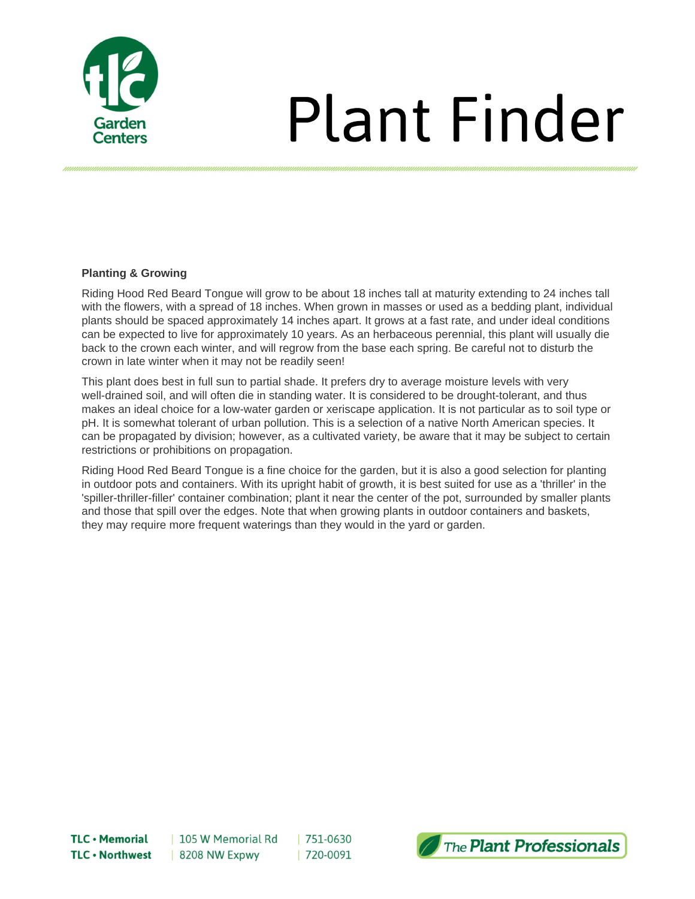### Planting & Growing

Riding Hood Red Beard Tongue will grow to be about 18 inches tall at maturity extending to 24 inches tall with the flowers, with a spread of 18 inches. When grown in masses or used as a bedding plant, individual plants should be spaced approximately 14 inches apart. It grows at a fast rate, and under ideal conditions can be expected to live for approximately 10 years. As an herbaceous perennial, this plant will usually die back to the crown each winter, and will regrow from the base each spring. Be careful not to disturb the crown in late winter when it may not be readily seen!

This plant does best in full sun to partial shade. It prefers dry to average moisture levels with very well-drained soil, and will often die in standing water. It is considered to be drought-tolerant, and thus makes an ideal choice for a low-water garden or xeriscape application. It is not particular as to soil type or pH. It is somewhat tolerant of urban pollution. This is a selection of a native North American species. It can be propagated by division; however, as a cultivated variety, be aware that it may be subject to certain restrictions or prohibitions on propagation.

Riding Hood Red Beard Tongue is a fine choice for the garden, but it is also a good selection for planting in outdoor pots and containers. With its upright habit of growth, it is best suited for use as a 'thriller' in the 'spiller-thriller-filler' container combination; plant it near the center of the pot, surrounded by smaller plants and those that spill over the edges. Note that when growing plants in outdoor containers and baskets, they may require more frequent waterings than they would in the yard or garden.